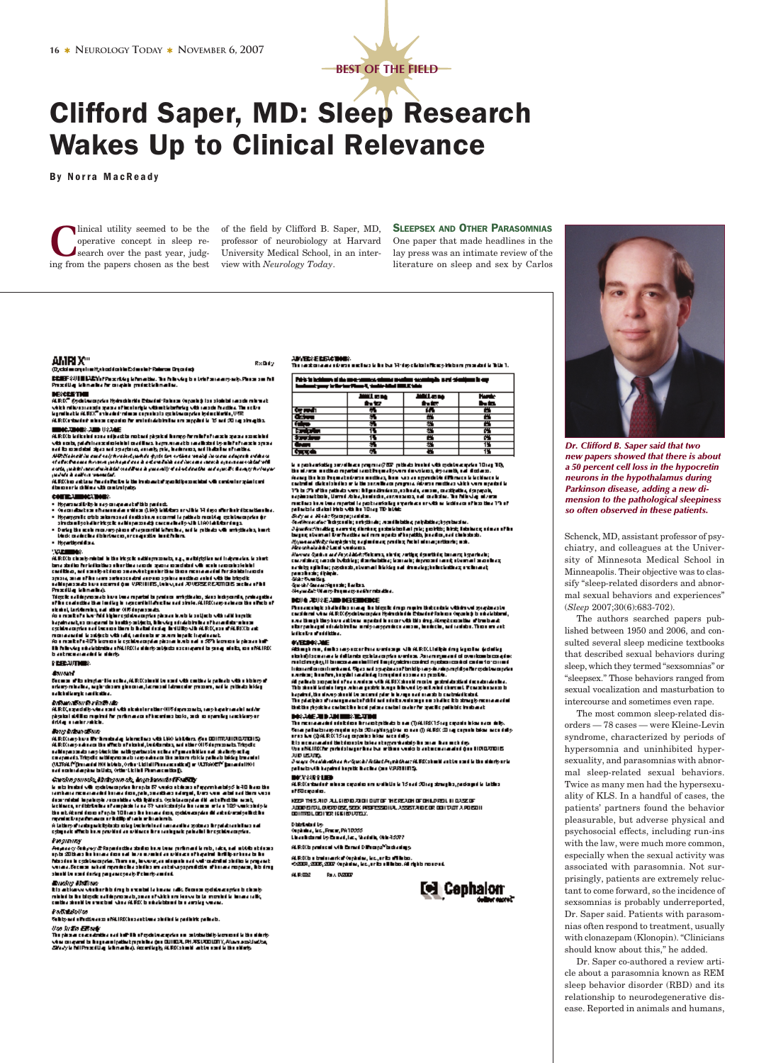BEST OF THE FIELD

# Clifford Saper, MD: Sleep Research Wakes Up to Clinical Relevance

**By Norra MacReady**

Clinical utility seemed to be the operative concept in sleep research over the past year, judging from the papers chosen as the best of the field by Clifford B. Saper, MD, professor of neurobiology at Harvard University Medical School, in an interview with *Neurology Today*.

## Sleepsex and Other Parasomnias

One paper that made headlines in the lay press was an intimate review of the literature on sleep and sex by Carlos Schenck, MD, assistant professor of psychiatry, and colleagues at the University of Minnesota Medical School in Minneapolis. Their objective was to classify "sleep-related disorders and abnormal sexual behaviors and experiences" (*Sleep* 2007;30(6):683-702).

*Dr. Clifford B. Saper said that two new papers showed that there is about a 50 percent cell loss in the hypocretin neurons in the hypothalamus during Parkinson disease, adding a new dimension to the pathological sleepiness so often observed in these patients.*

The authors searched papers published between 1950 and 2006, and consulted several sleep medicine textbooks that described sexual behaviors during sleep, which they termed "sexsomnias" or "sleepsex." Those behaviors ranged from sexual vocalization and masturbation to intercourse and sometimes even rape.

The most common sleep-related disorders — 78 cases — were Kleine-Levin syndrome, characterized by periods of hypersomnia and uninhibited hypersexuality, and parasomnias with abnormal sleep-related sexual behaviors. Twice as many men had the hypersexuality of KLS. In a handful of cases, the patients' partners found the behavior pleasurable, but adverse physical and psychosocial effects, including run-ins with the law, were much more common, especially when the sexual activity was associated with parasomnia. Not surprisingly, patients are extremely reluctant to come forward, so the incidence of sexsomnias is probably underreported, Dr. Saper said. Patients with parasomnias often respond to treatment, usually with clonazepam (Klonopin). "Clinicians should know about this," he added.

Dr. Saper co-authored a review article about a parasomnia known as REM sleep behavior disorder (RBD) and its relationship to neurodegenerative disease. Reported in animals and humans,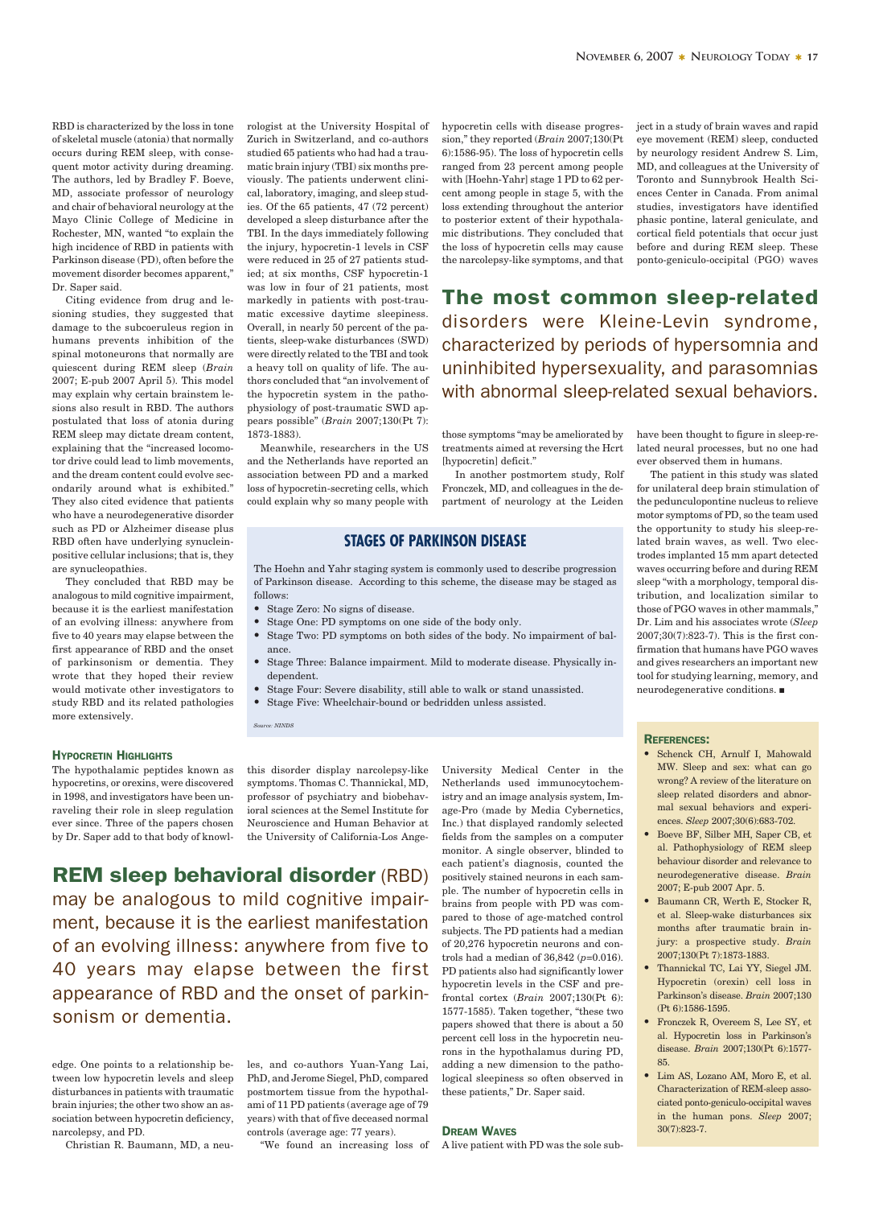RBD is characterized by the loss in tone of skeletal muscle (atonia) that normally occurs during REM sleep, with consequent motor activity during dreaming. The authors, led by Bradley F. Boeve, MD, associate professor of neurology and chair of behavioral neurology at the Mayo Clinic College of Medicine in Rochester, MN, wanted "to explain the high incidence of RBD in patients with Parkinson disease (PD), often before the movement disorder becomes apparent," Dr. Saper said.

Citing evidence from drug and lesioning studies, they suggested that damage to the subcoeruleus region in humans prevents inhibition of the spinal motoneurons that normally are quiescent during REM sleep (*Brain* 2007; E-pub 2007 April 5). This model may explain why certain brainstem lesions also result in RBD. The authors postulated that loss of atonia during REM sleep may dictate dream content, explaining that the "increased locomotor drive could lead to limb movements, and the dream content could evolve secondarily around what is exhibited." They also cited evidence that patients who have a neurodegenerative disorder such as PD or Alzheimer disease plus RBD often have underlying synuclein-positive cellular inclusions; that is, they are synucleopathies.

They concluded that RBD may be analogous to mild cognitive impairment, because it is the earliest manifestation of an evolving illness: anywhere from five to 40 years may elapse between the first appearance of RBD and the onset of parkinsonism or dementia. They wrote that they hoped their review would motivate other investigators to study RBD and its related pathologies more extensively.

### Hypocretin Highlights

The hypothalamic peptides known as hypocretins, or orexins, were discovered in 1998, and investigators have been unraveling their role in sleep regulation ever since. Three of the papers chosen by Dr. Saper add to that body of knowledge. One points to a relationship between low hypocretin levels and sleep disturbances in patients with traumatic brain injuries; the other two show an association between hypocretin deficiency, narcolepsy, and PD.

Christian R. Baumann, MD, a neurologist at the University Hospital of Zurich in Switzerland, and co-authors studied 65 patients who had had a traumatic brain injury (TBI) six months previously. The patients underwent clinical, laboratory, imaging, and sleep studies. Of the 65 patients, 47 (72 percent) developed a sleep disturbance after the TBI. In the days immediately following the injury, hypocretin-1 levels in CSF were reduced in 25 of 27 patients studied; at six months, CSF hypocretin-1 was low in four of 21 patients, most markedly in patients with post-traumatic excessive daytime sleepiness. Overall, in nearly 50 percent of the patients, sleep-wake disturbances (SWD) were directly related to the TBI and took a heavy toll on quality of life. The authors concluded that "an involvement of the hypocretin system in the pathophysiology of post-traumatic SWD appears possible" (*Brain* 2007;130(Pt 7): 1873-1883).

Meanwhile, researchers in the US and the Netherlands have reported an association between PD and a marked loss of hypocretin-secreting cells, which could explain why so many people with this disorder display narcolepsy-like symptoms. Thomas C. Thannickal, MD, professor of psychiatry and biobehavioral sciences at the Semel Institute for Neuroscience and Human Behavior at the University of California-Los Angeles, and co-authors Yuan-Yang Lai, PhD, and Jerome Siegel, PhD, compared postmortem tissue from the hypothalami of 11 PD patients (average age of 79 years) with that of five deceased normal controls (average age: 77 years).

"We found an increasing loss of hypocretin cells with disease progression," they reported (*Brain* 2007;130(Pt 6):1586-95). The loss of hypocretin cells ranged from 23 percent among people with [Hoehn-Yahr] stage 1 PD to 62 percent among people in stage 5, with the loss extending throughout the anterior to posterior extent of their hypothalamic distributions. They concluded that the loss of hypocretin cells may cause the narcolepsy-like symptoms, and that those symptoms "may be ameliorated by treatments aimed at reversing the Hcrt [hypocretin] deficit."

In another postmortem study, Rolf Fronczek, MD, and colleagues in the department of neurology at the Leiden University Medical Center in the Netherlands used immunocytochemistry and an image analysis system, Image-Pro (made by Media Cybernetics, Inc.) that displayed randomly selected fields from the samples on a computer monitor. A single observer, blinded to each patient's diagnosis, counted the positively stained neurons in each sample. The number of hypocretin cells in brains from people with PD was compared to those of age-matched control subjects. The PD patients had a median of 20,276 hypocretin neurons and controls had a median of 36,842 ($p$=0.016). PD patients also had significantly lower hypocretin levels in the CSF and prefrontal cortex (*Brain* 2007;130(Pt 6): 1577-1585). Taken together, "these two papers showed that there is about a 50 percent cell loss in the hypocretin neurons in the hypothalamus during PD, adding a new dimension to the pathological sleepiness so often observed in these patients," Dr. Saper said.

### Dream Waves

A live patient with PD was the sole subject in a study of brain waves and rapid eye movement (REM) sleep, conducted by neurology resident Andrew S. Lim, MD, and colleagues at the University of Toronto and Sunnybrook Health Sciences Center in Canada. From animal studies, investigators have identified phasic pontine, lateral geniculate, and cortical field potentials that occur just before and during REM sleep. These ponto-geniculo-occipital (PGO) waves have been thought to figure in sleep-related neural processes, but no one had ever observed them in humans.

The patient in this study was slated for unilateral deep brain stimulation of the pedunculopontine nucleus to relieve motor symptoms of PD, so the team used the opportunity to study his sleep-related brain waves, as well. Two electrodes implanted 15 mm apart detected waves occurring before and during REM sleep "with a morphology, temporal distribution, and localization similar to those of PGO waves in other mammals," Dr. Lim and his associates wrote (*Sleep* 2007;30(7):823-7). This is the first confirmation that humans have PGO waves and gives researchers an important new tool for studying learning, memory, and neurodegenerative conditions. ■

**The most common sleep-related** disorders were Kleine-Levin syndrome, characterized by periods of hypersomnia and uninhibited hypersexuality, and parasomnias with abnormal sleep-related sexual behaviors.

**REM sleep behavioral disorder** (RBD) may be analogous to mild cognitive impairment, because it is the earliest manifestation of an evolving illness: anywhere from five to 40 years may elapse between the first appearance of RBD and the onset of parkinsonism or dementia.

### STAGES OF PARKINSON DISEASE

The Hoehn and Yahr staging system is commonly used to describe progression of Parkinson disease. According to this scheme, the disease may be staged as follows:

- Stage Zero: No signs of disease.
- Stage One: PD symptoms on one side of the body only.
- Stage Two: PD symptoms on both sides of the body. No impairment of balance.
- Stage Three: Balance impairment. Mild to moderate disease. Physically independent.
- Stage Four: Severe disability, still able to walk or stand unassisted.
- Stage Five: Wheelchair-bound or bedridden unless assisted.

*Source: NINDS*

### References:

- Schenck CH, Arnulf I, Mahowald MW. Sleep and sex: what can go wrong? A review of the literature on sleep related disorders and abnormal sexual behaviors and experiences. *Sleep* 2007;30(6):683-702.
- Boeve BF, Silber MH, Saper CB, et al. Pathophysiology of REM sleep behaviour disorder and relevance to neurodegenerative disease. *Brain* 2007; E-pub 2007 Apr. 5.
- Baumann CR, Werth E, Stocker R, et al. Sleep-wake disturbances six months after traumatic brain injury: a prospective study. *Brain* 2007;130(Pt 7):1873-1883.
- Thannickal TC, Lai YY, Siegel JM. Hypocretin (orexin) cell loss in Parkinson's disease. *Brain* 2007;130 (Pt 6):1586-1595.
- Fronczek R, Overeem S, Lee SY, et al. Hypocretin loss in Parkinson's disease. *Brain* 2007;130(Pt 6):1577-85.
- Lim AS, Lozano AM, Moro E, et al. Characterization of REM-sleep associated ponto-geniculo-occipital waves in the human pons. *Sleep* 2007; 30(7):823-7.